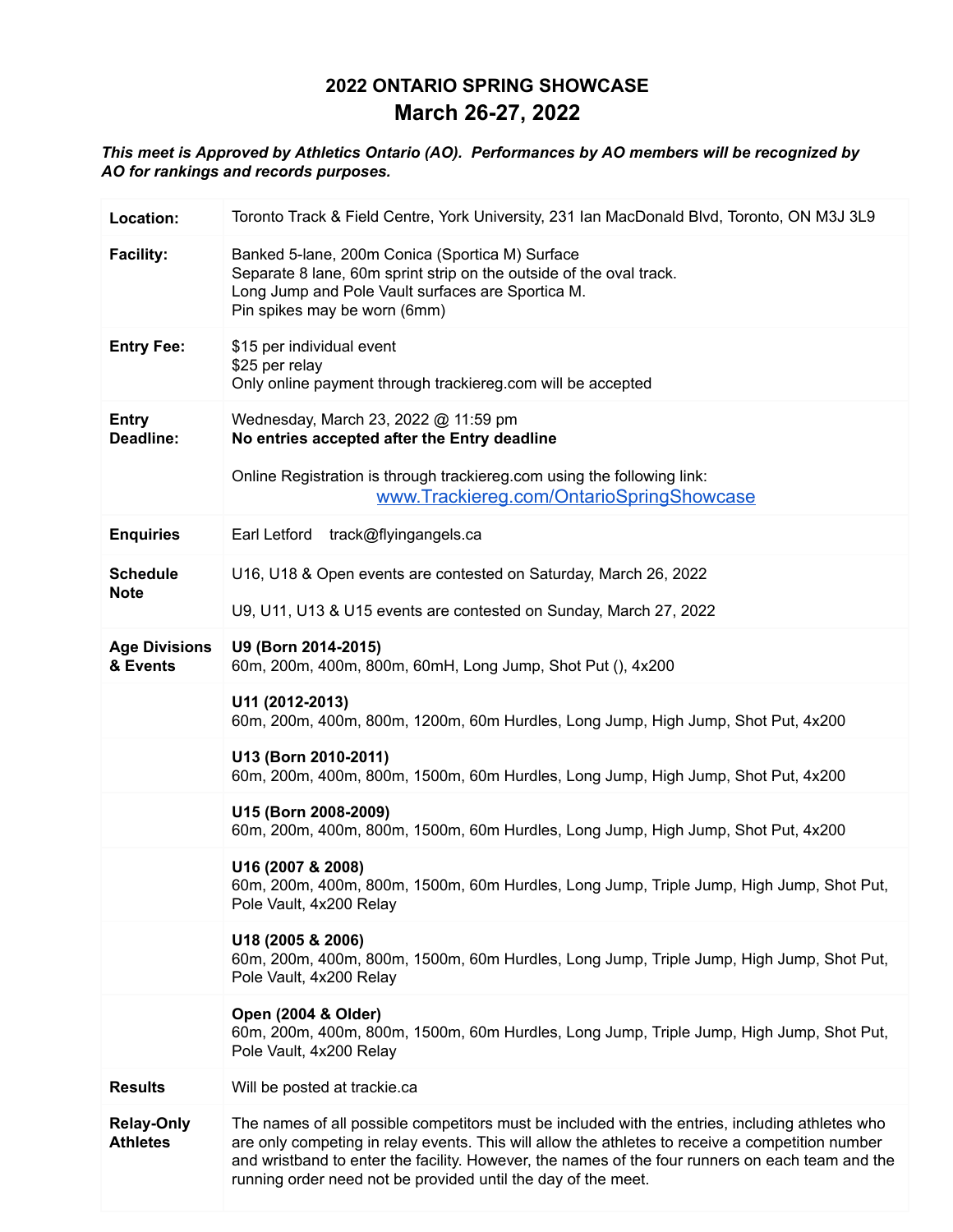# 2022 ONTARIO SPRING SHOWCASE

## March 26-27, 2022

***This meet is Approved by Athletics Ontario (AO). Performances by AO members will be recognized by AO for rankings and records purposes.***

| | |
|---|---|
| **Location:** | Toronto Track & Field Centre, York University, 231 Ian MacDonald Blvd, Toronto, ON M3J 3L9 |
| **Facility:** | Banked 5-lane, 200m Conica (Sportica M) Surface<br>Separate 8 lane, 60m sprint strip on the outside of the oval track.<br>Long Jump and Pole Vault surfaces are Sportica M.<br>Pin spikes may be worn (6mm) |
| **Entry Fee:** | $15 per individual event<br>$25 per relay<br>Only online payment through trackiereg.com will be accepted |
| **Entry Deadline:** | Wednesday, March 23, 2022 @ 11:59 pm<br>**No entries accepted after the Entry deadline**<br><br>Online Registration is through trackiereg.com using the following link:<br>www.Trackiereg.com/OntarioSpringShowcase |
| **Enquiries** | Earl Letford track@flyingangels.ca |
| **Schedule Note** | U16, U18 & Open events are contested on Saturday, March 26, 2022<br><br>U9, U11, U13 & U15 events are contested on Sunday, March 27, 2022 |
| **Age Divisions & Events** | **U9 (Born 2014-2015)**<br>60m, 200m, 400m, 800m, 60mH, Long Jump, Shot Put (), 4x200 |
| | **U11 (2012-2013)**<br>60m, 200m, 400m, 800m, 1200m, 60m Hurdles, Long Jump, High Jump, Shot Put, 4x200 |
| | **U13 (Born 2010-2011)**<br>60m, 200m, 400m, 800m, 1500m, 60m Hurdles, Long Jump, High Jump, Shot Put, 4x200 |
| | **U15 (Born 2008-2009)**<br>60m, 200m, 400m, 800m, 1500m, 60m Hurdles, Long Jump, High Jump, Shot Put, 4x200 |
| | **U16 (2007 & 2008)**<br>60m, 200m, 400m, 800m, 1500m, 60m Hurdles, Long Jump, Triple Jump, High Jump, Shot Put, Pole Vault, 4x200 Relay |
| | **U18 (2005 & 2006)**<br>60m, 200m, 400m, 800m, 1500m, 60m Hurdles, Long Jump, Triple Jump, High Jump, Shot Put, Pole Vault, 4x200 Relay |
| | **Open (2004 & Older)**<br>60m, 200m, 400m, 800m, 1500m, 60m Hurdles, Long Jump, Triple Jump, High Jump, Shot Put, Pole Vault, 4x200 Relay |
| **Results** | Will be posted at trackie.ca |
| **Relay-Only Athletes** | The names of all possible competitors must be included with the entries, including athletes who are only competing in relay events. This will allow the athletes to receive a competition number and wristband to enter the facility. However, the names of the four runners on each team and the running order need not be provided until the day of the meet. |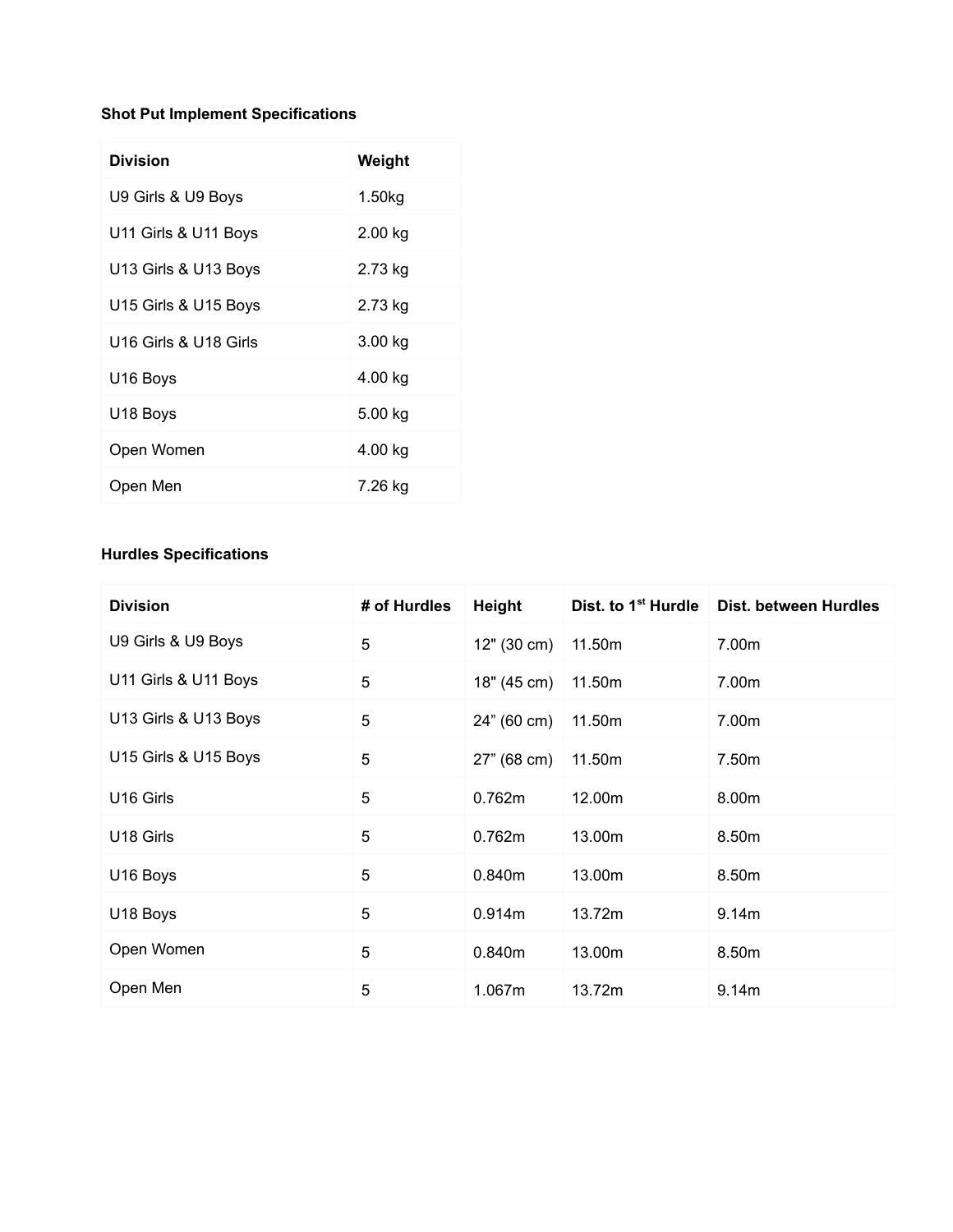**Shot Put Implement Specifications**

| Division | Weight |
|---|---|
| U9 Girls & U9 Boys | 1.50kg |
| U11 Girls & U11 Boys | 2.00 kg |
| U13 Girls & U13 Boys | 2.73 kg |
| U15 Girls & U15 Boys | 2.73 kg |
| U16 Girls & U18 Girls | 3.00 kg |
| U16 Boys | 4.00 kg |
| U18 Boys | 5.00 kg |
| Open Women | 4.00 kg |
| Open Men | 7.26 kg |

**Hurdles Specifications**

| Division | # of Hurdles | Height | Dist. to 1st Hurdle | Dist. between Hurdles |
|---|---|---|---|---|
| U9 Girls & U9 Boys | 5 | 12" (30 cm) | 11.50m | 7.00m |
| U11 Girls & U11 Boys | 5 | 18" (45 cm) | 11.50m | 7.00m |
| U13 Girls & U13 Boys | 5 | 24" (60 cm) | 11.50m | 7.00m |
| U15 Girls & U15 Boys | 5 | 27" (68 cm) | 11.50m | 7.50m |
| U16 Girls | 5 | 0.762m | 12.00m | 8.00m |
| U18 Girls | 5 | 0.762m | 13.00m | 8.50m |
| U16 Boys | 5 | 0.840m | 13.00m | 8.50m |
| U18 Boys | 5 | 0.914m | 13.72m | 9.14m |
| Open Women | 5 | 0.840m | 13.00m | 8.50m |
| Open Men | 5 | 1.067m | 13.72m | 9.14m |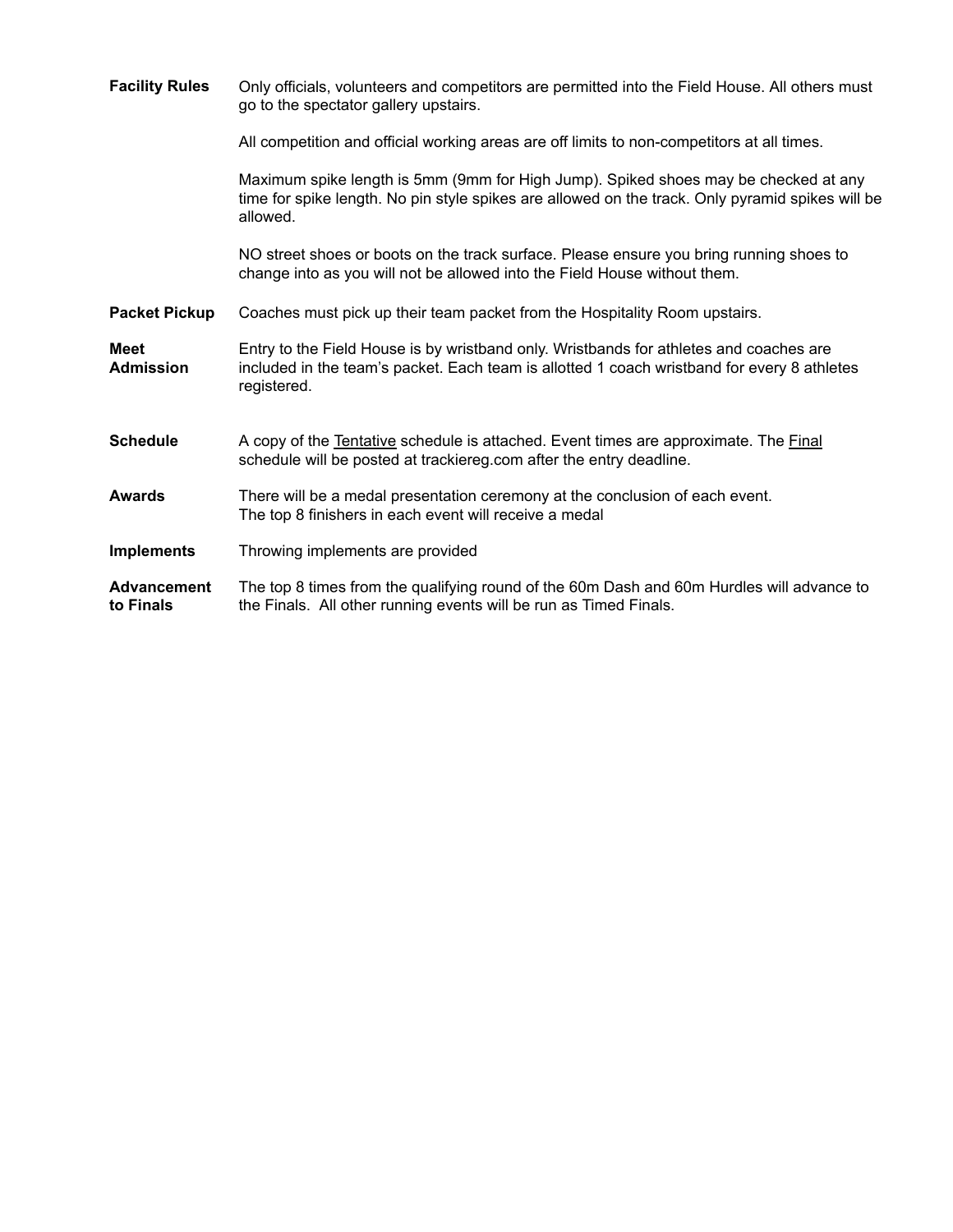**Facility Rules**

Only officials, volunteers and competitors are permitted into the Field House. All others must go to the spectator gallery upstairs.

All competition and official working areas are off limits to non-competitors at all times.

Maximum spike length is 5mm (9mm for High Jump). Spiked shoes may be checked at any time for spike length. No pin style spikes are allowed on the track. Only pyramid spikes will be allowed.

NO street shoes or boots on the track surface. Please ensure you bring running shoes to change into as you will not be allowed into the Field House without them.

**Packet Pickup**

Coaches must pick up their team packet from the Hospitality Room upstairs.

**Meet Admission**

Entry to the Field House is by wristband only. Wristbands for athletes and coaches are included in the team's packet. Each team is allotted 1 coach wristband for every 8 athletes registered.

**Schedule**

A copy of the <u>Tentative</u> schedule is attached. Event times are approximate. The <u>Final</u> schedule will be posted at trackiereg.com after the entry deadline.

**Awards**

There will be a medal presentation ceremony at the conclusion of each event.
The top 8 finishers in each event will receive a medal

**Implements**

Throwing implements are provided

**Advancement to Finals**

The top 8 times from the qualifying round of the 60m Dash and 60m Hurdles will advance to the Finals. All other running events will be run as Timed Finals.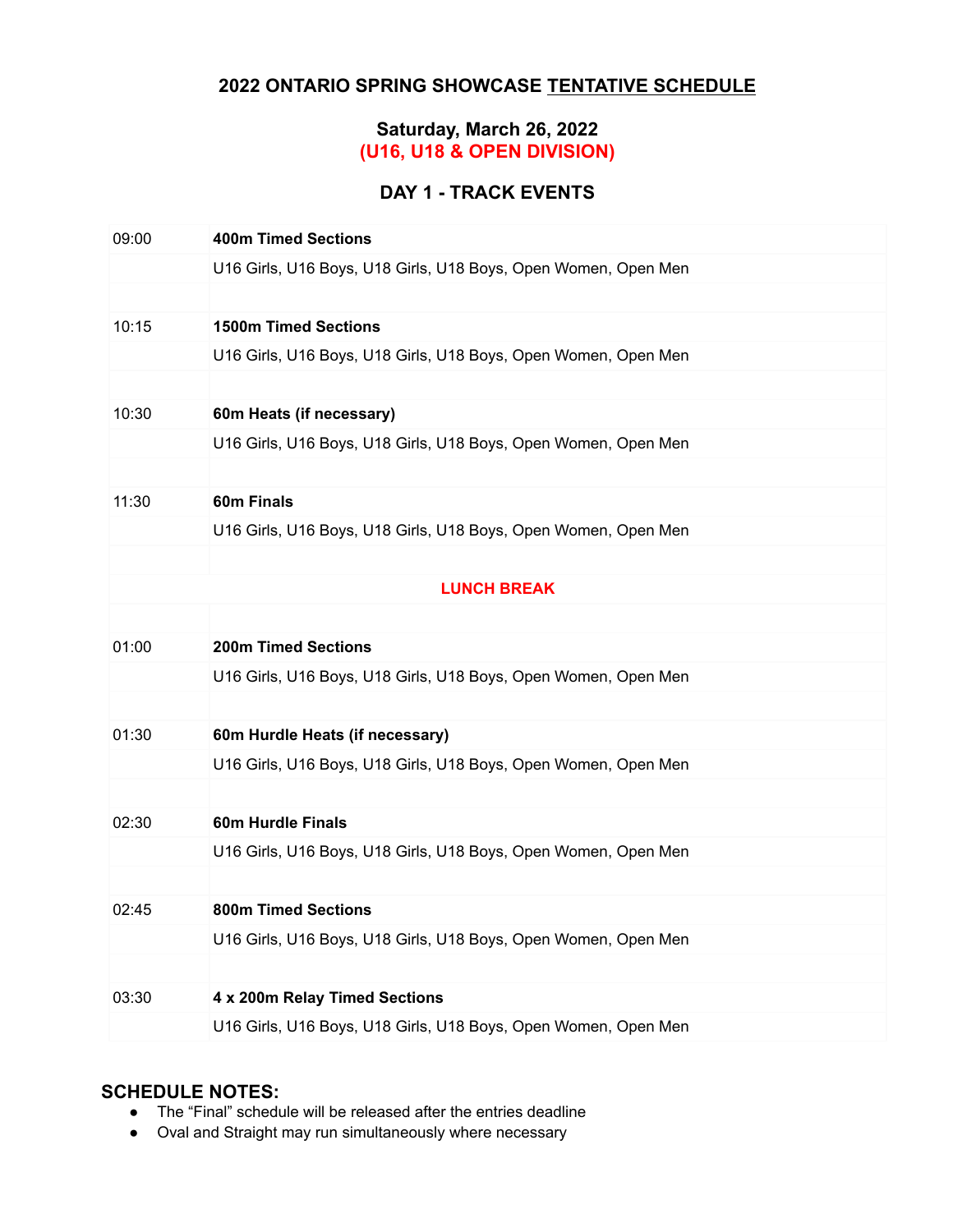## 2022 ONTARIO SPRING SHOWCASE TENTATIVE SCHEDULE

### Saturday, March 26, 2022
### (U16, U18 & OPEN DIVISION)

### DAY 1 - TRACK EVENTS

| | |
|---|---|
| 09:00 | **400m Timed Sections** |
| | U16 Girls, U16 Boys, U18 Girls, U18 Boys, Open Women, Open Men |
| | |
| 10:15 | **1500m Timed Sections** |
| | U16 Girls, U16 Boys, U18 Girls, U18 Boys, Open Women, Open Men |
| | |
| 10:30 | **60m Heats (if necessary)** |
| | U16 Girls, U16 Boys, U18 Girls, U18 Boys, Open Women, Open Men |
| | |
| 11:30 | **60m Finals** |
| | U16 Girls, U16 Boys, U18 Girls, U18 Boys, Open Women, Open Men |
| | |
| | **LUNCH BREAK** |
| | |
| 01:00 | **200m Timed Sections** |
| | U16 Girls, U16 Boys, U18 Girls, U18 Boys, Open Women, Open Men |
| | |
| 01:30 | **60m Hurdle Heats (if necessary)** |
| | U16 Girls, U16 Boys, U18 Girls, U18 Boys, Open Women, Open Men |
| | |
| 02:30 | **60m Hurdle Finals** |
| | U16 Girls, U16 Boys, U18 Girls, U18 Boys, Open Women, Open Men |
| | |
| 02:45 | **800m Timed Sections** |
| | U16 Girls, U16 Boys, U18 Girls, U18 Boys, Open Women, Open Men |
| | |
| 03:30 | **4 x 200m Relay Timed Sections** |
| | U16 Girls, U16 Boys, U18 Girls, U18 Boys, Open Women, Open Men |

### SCHEDULE NOTES:

- The "Final" schedule will be released after the entries deadline
- Oval and Straight may run simultaneously where necessary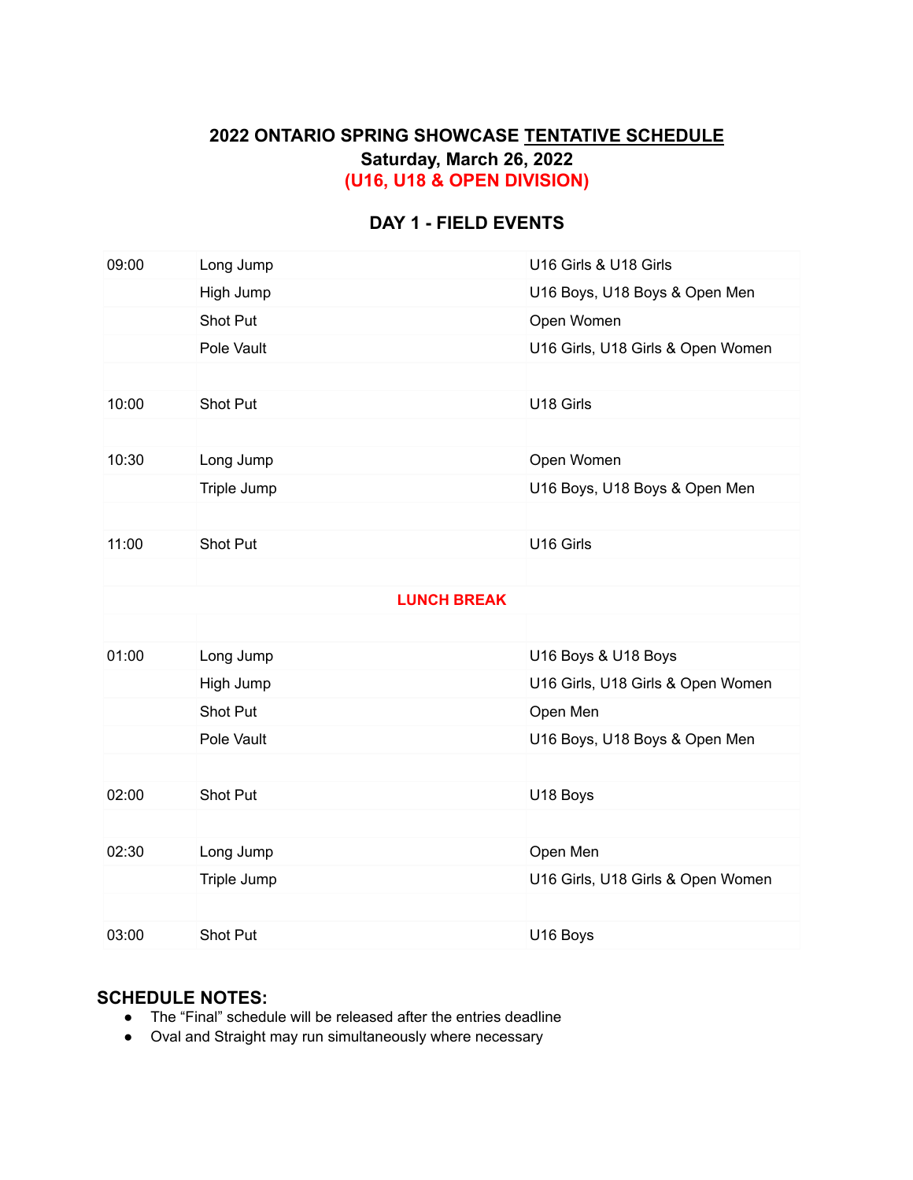# 2022 ONTARIO SPRING SHOWCASE TENTATIVE SCHEDULE
## Saturday, March 26, 2022
## (U16, U18 & OPEN DIVISION)

### DAY 1 - FIELD EVENTS

| | | |
|---|---|---|
| 09:00 | Long Jump | U16 Girls & U18 Girls |
| | High Jump | U16 Boys, U18 Boys & Open Men |
| | Shot Put | Open Women |
| | Pole Vault | U16 Girls, U18 Girls & Open Women |
| | | |
| 10:00 | Shot Put | U18 Girls |
| | | |
| 10:30 | Long Jump | Open Women |
| | Triple Jump | U16 Boys, U18 Boys & Open Men |
| | | |
| 11:00 | Shot Put | U16 Girls |
| | | |
| | **LUNCH BREAK** | |
| | | |
| 01:00 | Long Jump | U16 Boys & U18 Boys |
| | High Jump | U16 Girls, U18 Girls & Open Women |
| | Shot Put | Open Men |
| | Pole Vault | U16 Boys, U18 Boys & Open Men |
| | | |
| 02:00 | Shot Put | U18 Boys |
| | | |
| 02:30 | Long Jump | Open Men |
| | Triple Jump | U16 Girls, U18 Girls & Open Women |
| | | |
| 03:00 | Shot Put | U16 Boys |

### SCHEDULE NOTES:

- The "Final" schedule will be released after the entries deadline
- Oval and Straight may run simultaneously where necessary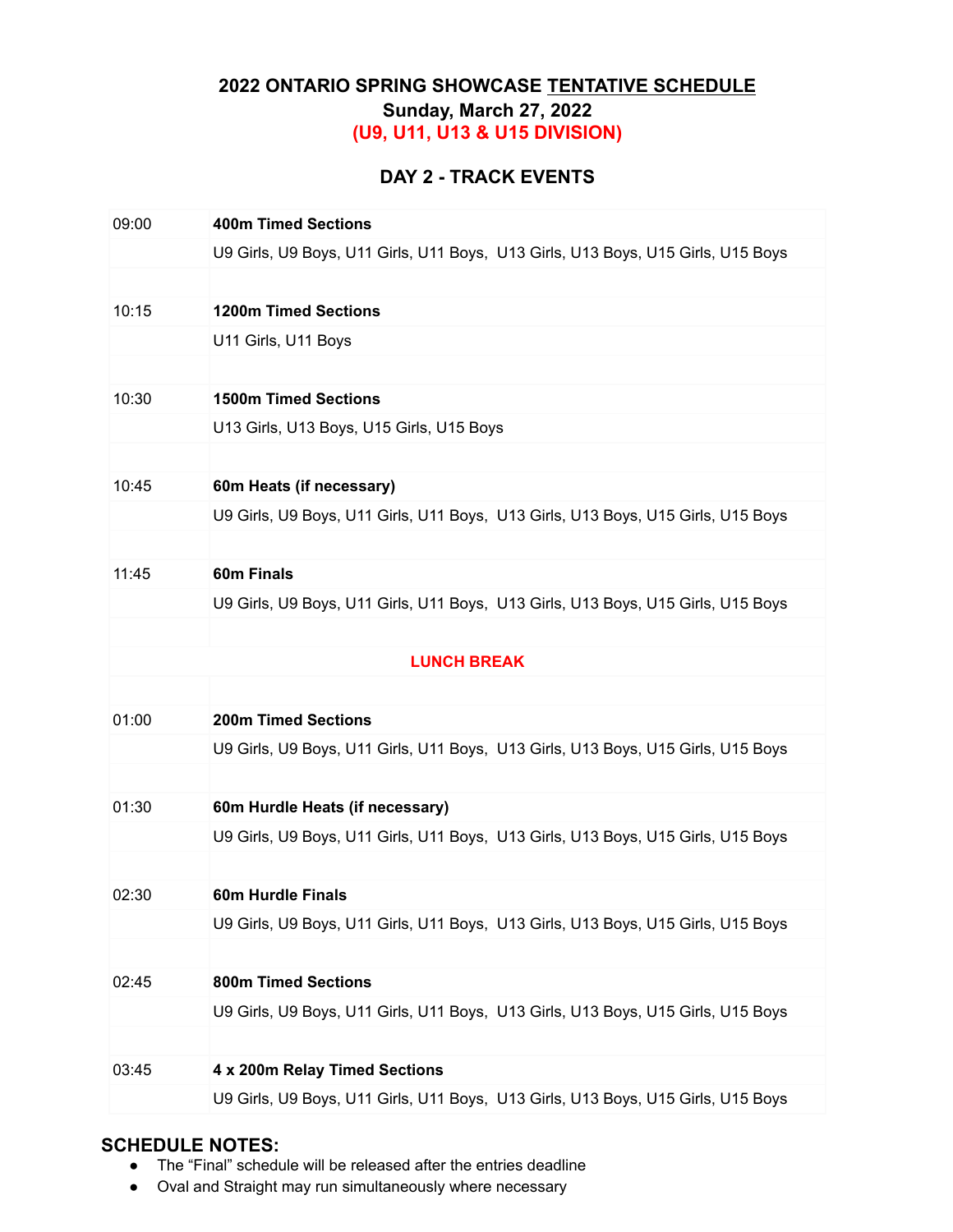## 2022 ONTARIO SPRING SHOWCASE TENTATIVE SCHEDULE
### Sunday, March 27, 2022
### (U9, U11, U13 & U15 DIVISION)

## DAY 2 - TRACK EVENTS

| | |
|---|---|
| 09:00 | **400m Timed Sections** |
| | U9 Girls, U9 Boys, U11 Girls, U11 Boys, U13 Girls, U13 Boys, U15 Girls, U15 Boys |
| | |
| 10:15 | **1200m Timed Sections** |
| | U11 Girls, U11 Boys |
| | |
| 10:30 | **1500m Timed Sections** |
| | U13 Girls, U13 Boys, U15 Girls, U15 Boys |
| | |
| 10:45 | **60m Heats (if necessary)** |
| | U9 Girls, U9 Boys, U11 Girls, U11 Boys, U13 Girls, U13 Boys, U15 Girls, U15 Boys |
| | |
| 11:45 | **60m Finals** |
| | U9 Girls, U9 Boys, U11 Girls, U11 Boys, U13 Girls, U13 Boys, U15 Girls, U15 Boys |
| | |
| **LUNCH BREAK** | |
| | |
| 01:00 | **200m Timed Sections** |
| | U9 Girls, U9 Boys, U11 Girls, U11 Boys, U13 Girls, U13 Boys, U15 Girls, U15 Boys |
| | |
| 01:30 | **60m Hurdle Heats (if necessary)** |
| | U9 Girls, U9 Boys, U11 Girls, U11 Boys, U13 Girls, U13 Boys, U15 Girls, U15 Boys |
| | |
| 02:30 | **60m Hurdle Finals** |
| | U9 Girls, U9 Boys, U11 Girls, U11 Boys, U13 Girls, U13 Boys, U15 Girls, U15 Boys |
| | |
| 02:45 | **800m Timed Sections** |
| | U9 Girls, U9 Boys, U11 Girls, U11 Boys, U13 Girls, U13 Boys, U15 Girls, U15 Boys |
| | |
| 03:45 | **4 x 200m Relay Timed Sections** |
| | U9 Girls, U9 Boys, U11 Girls, U11 Boys, U13 Girls, U13 Boys, U15 Girls, U15 Boys |

### SCHEDULE NOTES:

- The "Final" schedule will be released after the entries deadline
- Oval and Straight may run simultaneously where necessary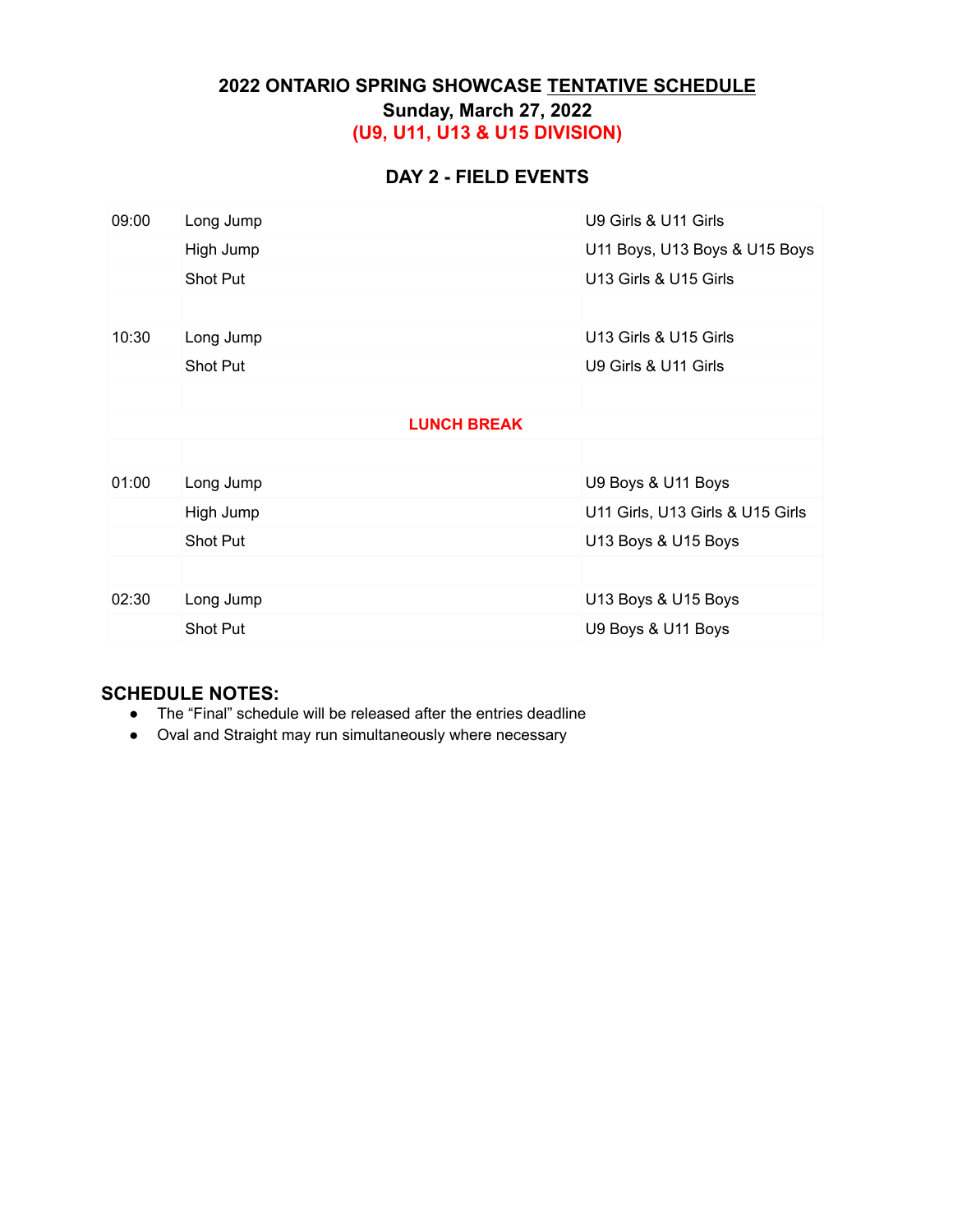## 2022 ONTARIO SPRING SHOWCASE TENTATIVE SCHEDULE

### Sunday, March 27, 2022

### (U9, U11, U13 & U15 DIVISION)

## DAY 2 - FIELD EVENTS

| | | |
|---|---|---|
| 09:00 | Long Jump | U9 Girls & U11 Girls |
| | High Jump | U11 Boys, U13 Boys & U15 Boys |
| | Shot Put | U13 Girls & U15 Girls |
| | | |
| 10:30 | Long Jump | U13 Girls & U15 Girls |
| | Shot Put | U9 Girls & U11 Girls |
| | | |
| | **LUNCH BREAK** | |
| | | |
| 01:00 | Long Jump | U9 Boys & U11 Boys |
| | High Jump | U11 Girls, U13 Girls & U15 Girls |
| | Shot Put | U13 Boys & U15 Boys |
| | | |
| 02:30 | Long Jump | U13 Boys & U15 Boys |
| | Shot Put | U9 Boys & U11 Boys |

### SCHEDULE NOTES:

- The “Final” schedule will be released after the entries deadline
- Oval and Straight may run simultaneously where necessary